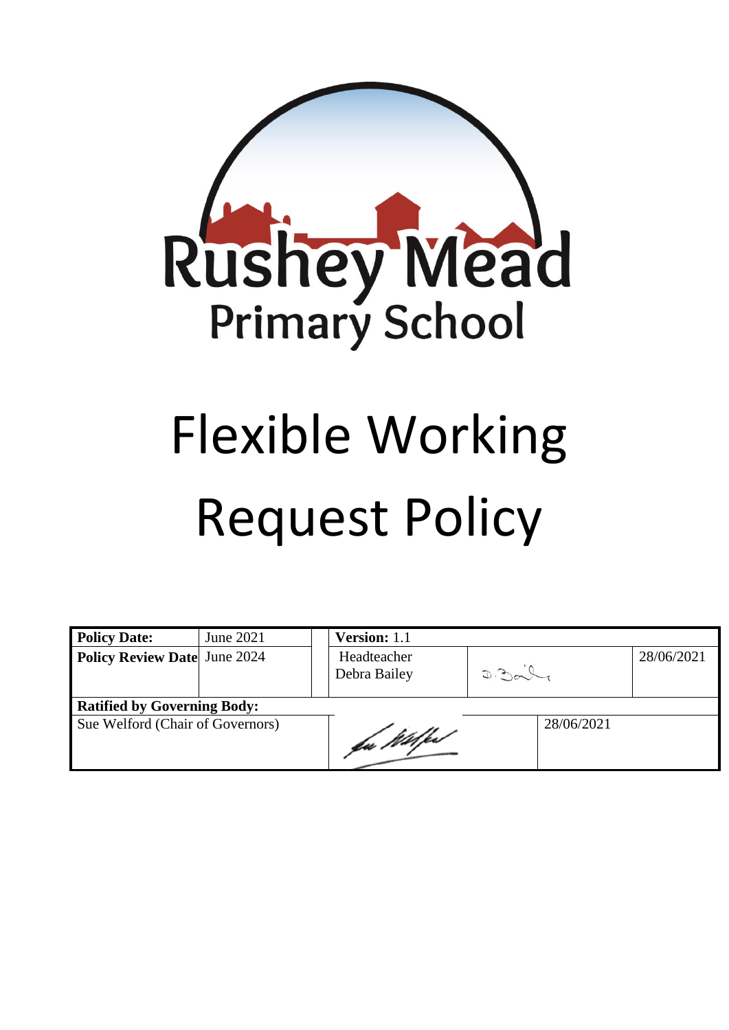# Rushey Mead Primary School

# Flexible Working Request Policy

| Policy Date: | June 2021 | Version: 1.1 | | |
|---|---|---|---|---|
| Policy Review Date | June 2024 | Headteacher Debra Bailey | D. Bailey | 28/06/2021 |
| **Ratified by Governing Body:** | | | | |
| Sue Welford (Chair of Governors) | | Sue Welford | 28/06/2021 | |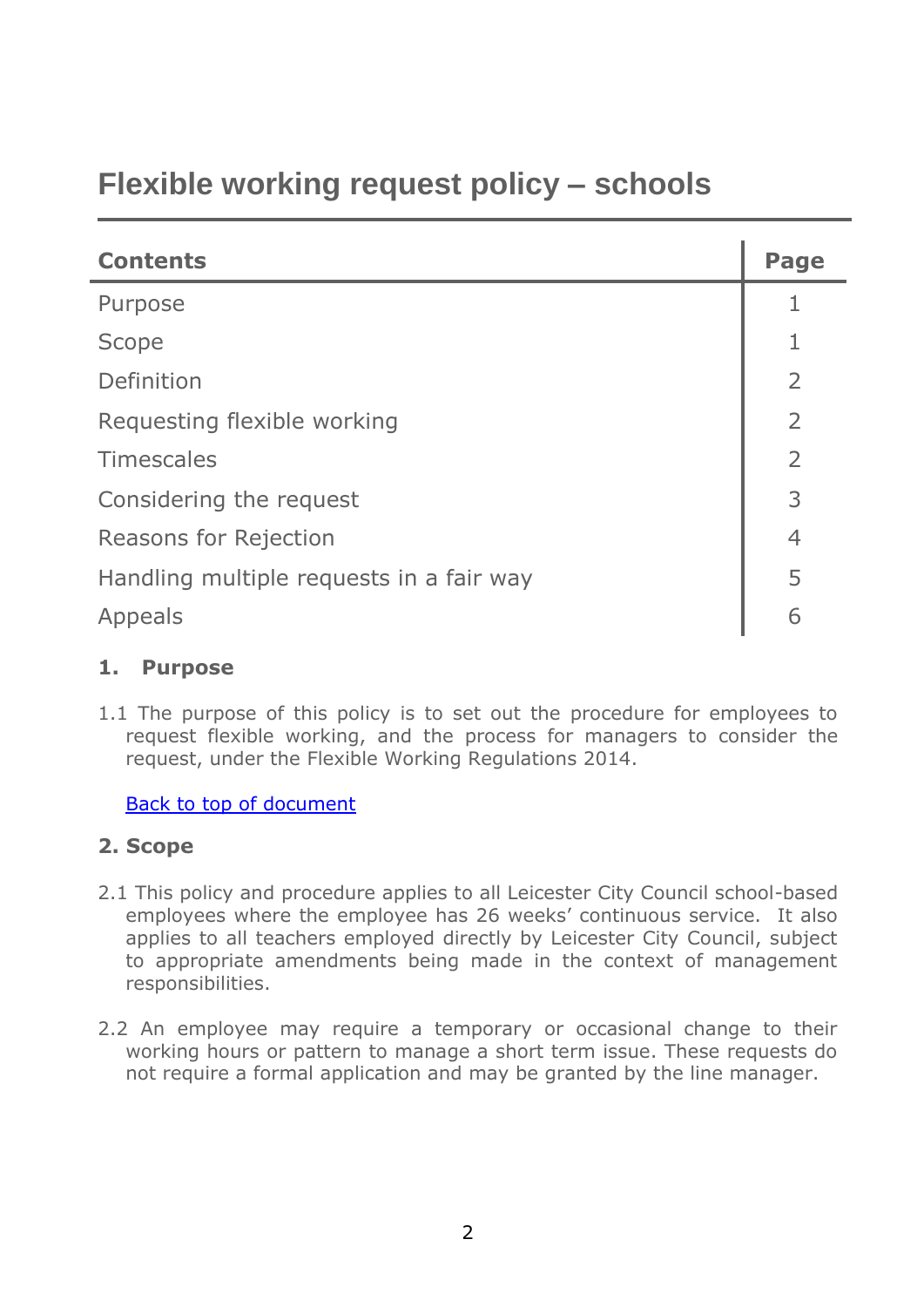# Flexible working request policy – schools

| Contents | Page |
|---|---|
| Purpose | 1 |
| Scope | 1 |
| Definition | 2 |
| Requesting flexible working | 2 |
| Timescales | 2 |
| Considering the request | 3 |
| Reasons for Rejection | 4 |
| Handling multiple requests in a fair way | 5 |
| Appeals | 6 |

## 1. Purpose

1.1 The purpose of this policy is to set out the procedure for employees to request flexible working, and the process for managers to consider the request, under the Flexible Working Regulations 2014.

Back to top of document

## 2. Scope

2.1 This policy and procedure applies to all Leicester City Council school-based employees where the employee has 26 weeks' continuous service. It also applies to all teachers employed directly by Leicester City Council, subject to appropriate amendments being made in the context of management responsibilities.

2.2 An employee may require a temporary or occasional change to their working hours or pattern to manage a short term issue. These requests do not require a formal application and may be granted by the line manager.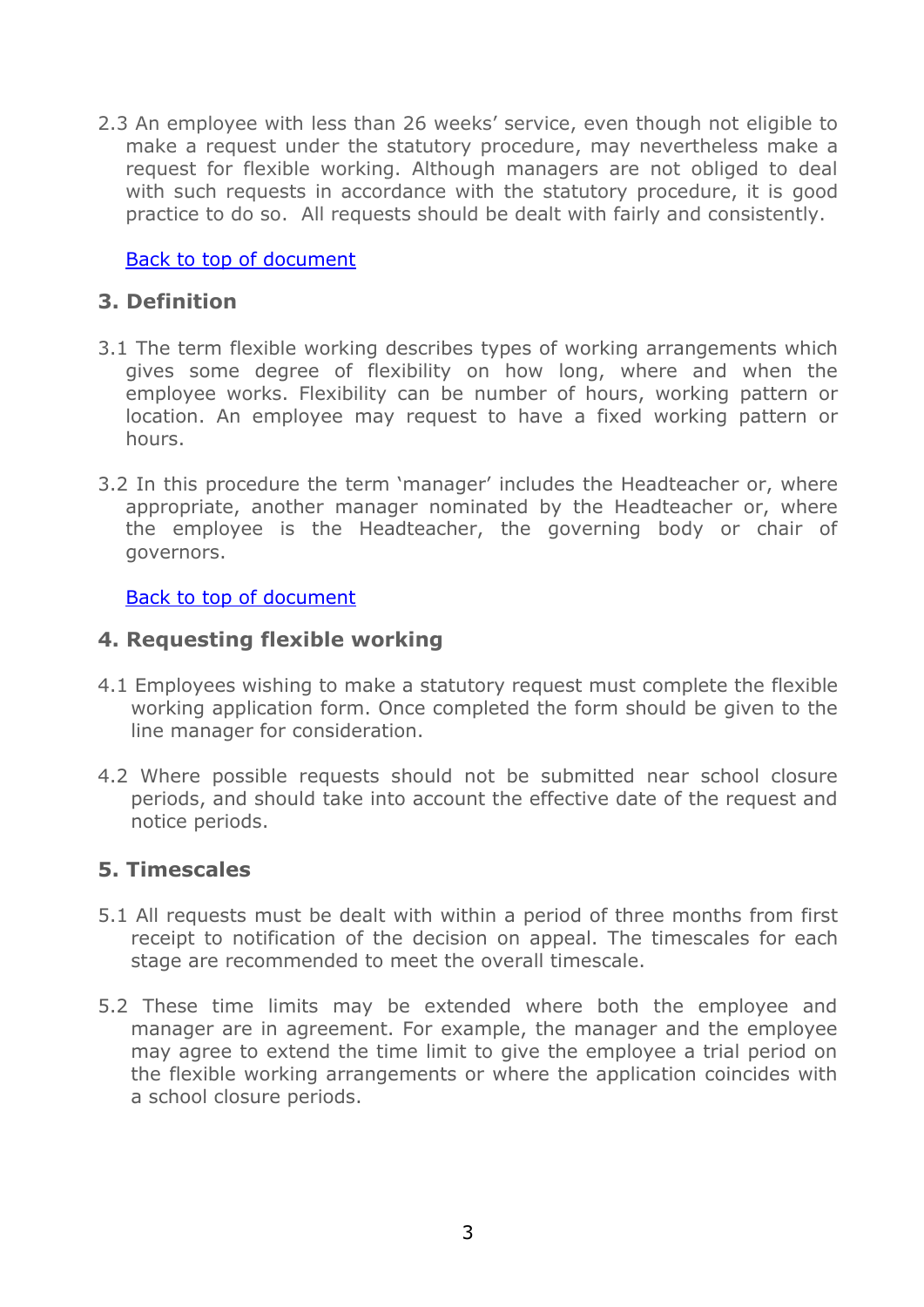2.3 An employee with less than 26 weeks' service, even though not eligible to make a request under the statutory procedure, may nevertheless make a request for flexible working. Although managers are not obliged to deal with such requests in accordance with the statutory procedure, it is good practice to do so. All requests should be dealt with fairly and consistently.

[Back to top of document]

## 3. Definition

3.1 The term flexible working describes types of working arrangements which gives some degree of flexibility on how long, where and when the employee works. Flexibility can be number of hours, working pattern or location. An employee may request to have a fixed working pattern or hours.

3.2 In this procedure the term 'manager' includes the Headteacher or, where appropriate, another manager nominated by the Headteacher or, where the employee is the Headteacher, the governing body or chair of governors.

[Back to top of document]

## 4. Requesting flexible working

4.1 Employees wishing to make a statutory request must complete the flexible working application form. Once completed the form should be given to the line manager for consideration.

4.2 Where possible requests should not be submitted near school closure periods, and should take into account the effective date of the request and notice periods.

## 5. Timescales

5.1 All requests must be dealt with within a period of three months from first receipt to notification of the decision on appeal. The timescales for each stage are recommended to meet the overall timescale.

5.2 These time limits may be extended where both the employee and manager are in agreement. For example, the manager and the employee may agree to extend the time limit to give the employee a trial period on the flexible working arrangements or where the application coincides with a school closure periods.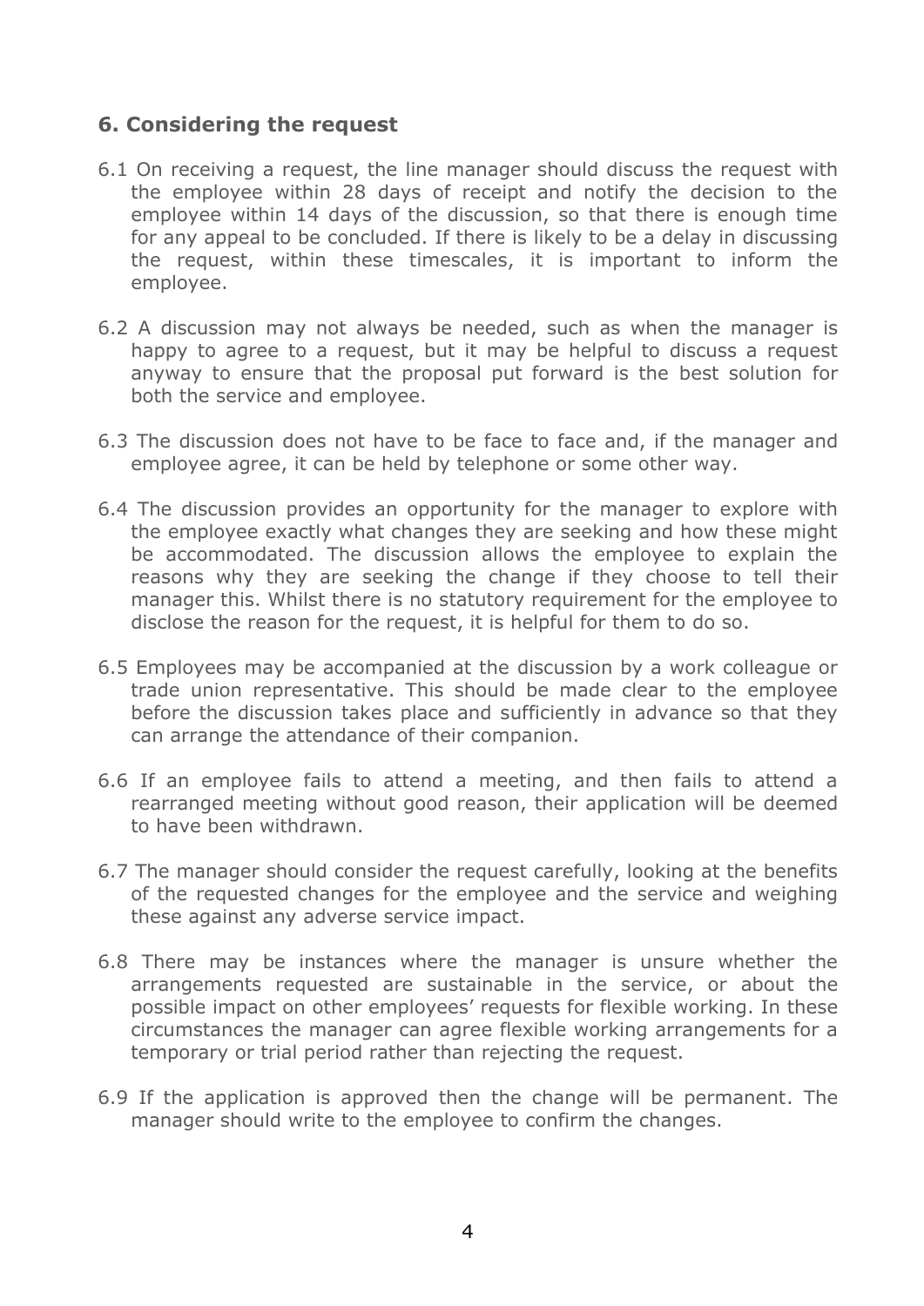## 6. Considering the request

6.1 On receiving a request, the line manager should discuss the request with the employee within 28 days of receipt and notify the decision to the employee within 14 days of the discussion, so that there is enough time for any appeal to be concluded. If there is likely to be a delay in discussing the request, within these timescales, it is important to inform the employee.

6.2 A discussion may not always be needed, such as when the manager is happy to agree to a request, but it may be helpful to discuss a request anyway to ensure that the proposal put forward is the best solution for both the service and employee.

6.3 The discussion does not have to be face to face and, if the manager and employee agree, it can be held by telephone or some other way.

6.4 The discussion provides an opportunity for the manager to explore with the employee exactly what changes they are seeking and how these might be accommodated. The discussion allows the employee to explain the reasons why they are seeking the change if they choose to tell their manager this. Whilst there is no statutory requirement for the employee to disclose the reason for the request, it is helpful for them to do so.

6.5 Employees may be accompanied at the discussion by a work colleague or trade union representative. This should be made clear to the employee before the discussion takes place and sufficiently in advance so that they can arrange the attendance of their companion.

6.6 If an employee fails to attend a meeting, and then fails to attend a rearranged meeting without good reason, their application will be deemed to have been withdrawn.

6.7 The manager should consider the request carefully, looking at the benefits of the requested changes for the employee and the service and weighing these against any adverse service impact.

6.8 There may be instances where the manager is unsure whether the arrangements requested are sustainable in the service, or about the possible impact on other employees' requests for flexible working. In these circumstances the manager can agree flexible working arrangements for a temporary or trial period rather than rejecting the request.

6.9 If the application is approved then the change will be permanent. The manager should write to the employee to confirm the changes.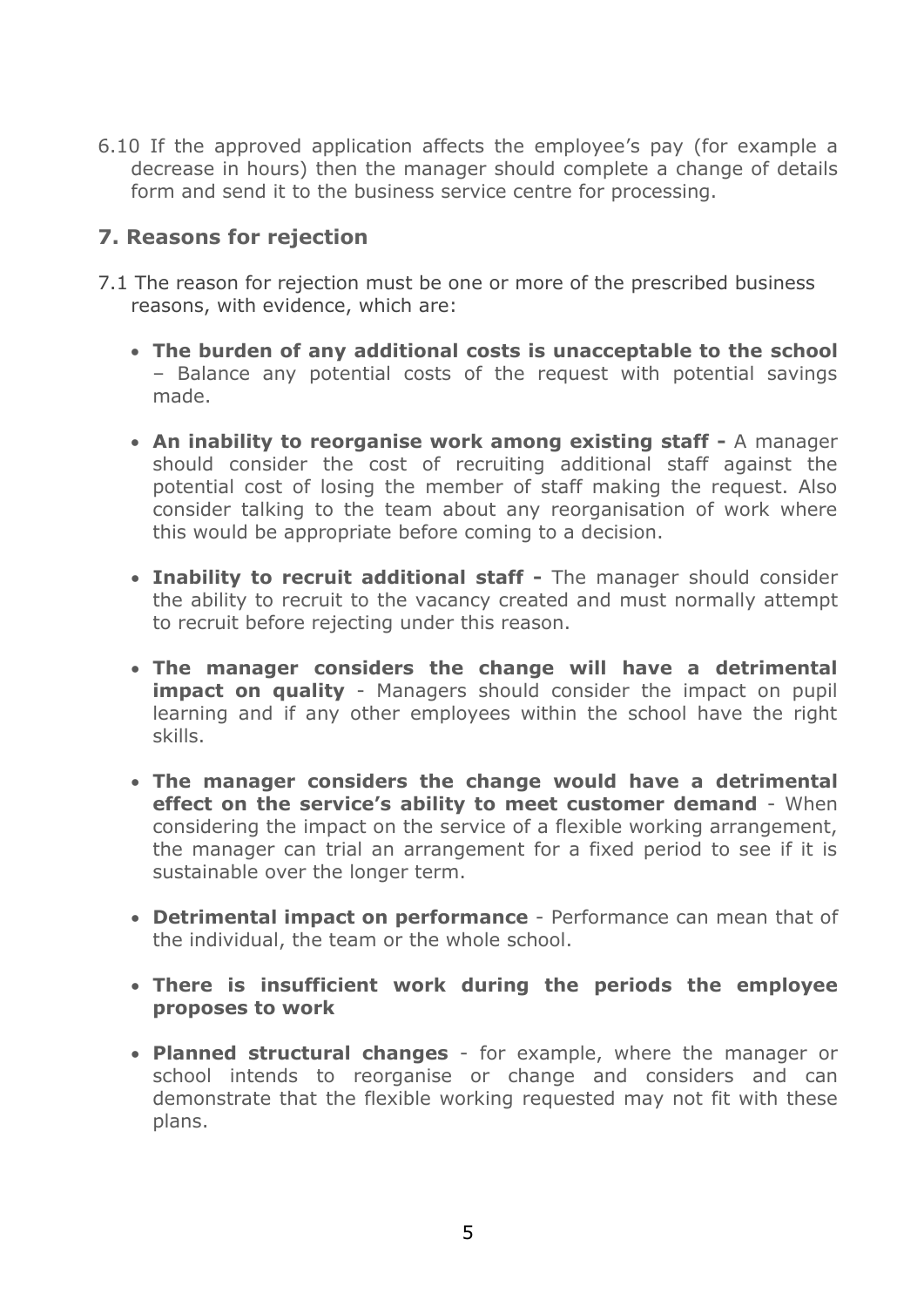6.10 If the approved application affects the employee's pay (for example a decrease in hours) then the manager should complete a change of details form and send it to the business service centre for processing.

## 7. Reasons for rejection

7.1 The reason for rejection must be one or more of the prescribed business reasons, with evidence, which are:

- **The burden of any additional costs is unacceptable to the school** – Balance any potential costs of the request with potential savings made.
- **An inability to reorganise work among existing staff -** A manager should consider the cost of recruiting additional staff against the potential cost of losing the member of staff making the request. Also consider talking to the team about any reorganisation of work where this would be appropriate before coming to a decision.
- **Inability to recruit additional staff -** The manager should consider the ability to recruit to the vacancy created and must normally attempt to recruit before rejecting under this reason.
- **The manager considers the change will have a detrimental impact on quality** - Managers should consider the impact on pupil learning and if any other employees within the school have the right skills.
- **The manager considers the change would have a detrimental effect on the service's ability to meet customer demand** - When considering the impact on the service of a flexible working arrangement, the manager can trial an arrangement for a fixed period to see if it is sustainable over the longer term.
- **Detrimental impact on performance** - Performance can mean that of the individual, the team or the whole school.
- **There is insufficient work during the periods the employee proposes to work**
- **Planned structural changes** - for example, where the manager or school intends to reorganise or change and considers and can demonstrate that the flexible working requested may not fit with these plans.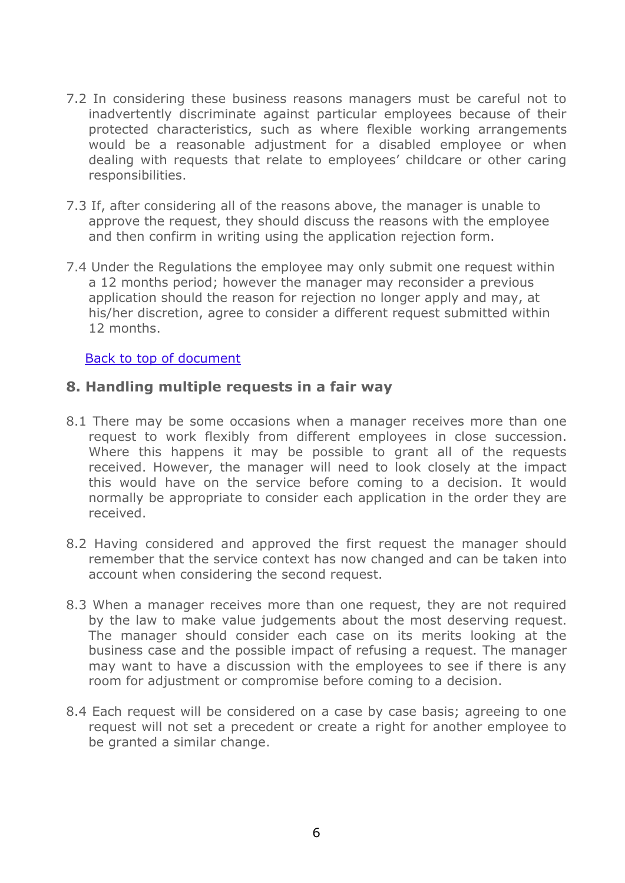7.2 In considering these business reasons managers must be careful not to inadvertently discriminate against particular employees because of their protected characteristics, such as where flexible working arrangements would be a reasonable adjustment for a disabled employee or when dealing with requests that relate to employees' childcare or other caring responsibilities.

7.3 If, after considering all of the reasons above, the manager is unable to approve the request, they should discuss the reasons with the employee and then confirm in writing using the application rejection form.

7.4 Under the Regulations the employee may only submit one request within a 12 months period; however the manager may reconsider a previous application should the reason for rejection no longer apply and may, at his/her discretion, agree to consider a different request submitted within 12 months.

[Back to top of document]

## 8. Handling multiple requests in a fair way

8.1 There may be some occasions when a manager receives more than one request to work flexibly from different employees in close succession. Where this happens it may be possible to grant all of the requests received. However, the manager will need to look closely at the impact this would have on the service before coming to a decision. It would normally be appropriate to consider each application in the order they are received.

8.2 Having considered and approved the first request the manager should remember that the service context has now changed and can be taken into account when considering the second request.

8.3 When a manager receives more than one request, they are not required by the law to make value judgements about the most deserving request. The manager should consider each case on its merits looking at the business case and the possible impact of refusing a request. The manager may want to have a discussion with the employees to see if there is any room for adjustment or compromise before coming to a decision.

8.4 Each request will be considered on a case by case basis; agreeing to one request will not set a precedent or create a right for another employee to be granted a similar change.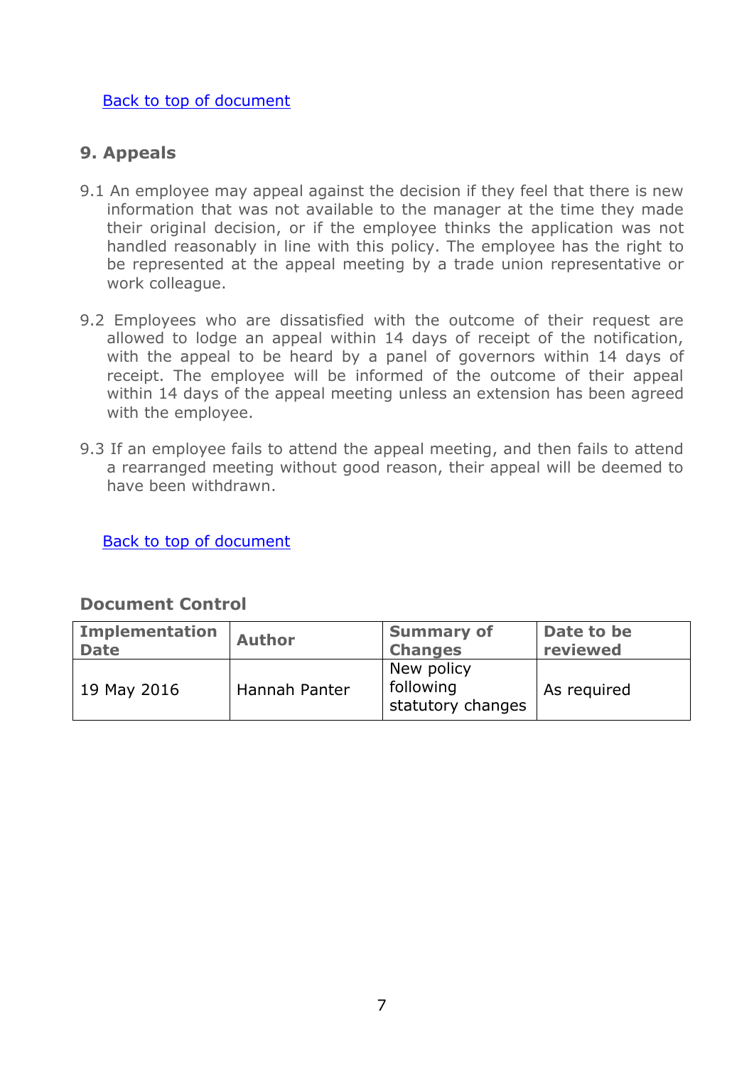Back to top of document

## 9. Appeals

9.1 An employee may appeal against the decision if they feel that there is new information that was not available to the manager at the time they made their original decision, or if the employee thinks the application was not handled reasonably in line with this policy. The employee has the right to be represented at the appeal meeting by a trade union representative or work colleague.

9.2 Employees who are dissatisfied with the outcome of their request are allowed to lodge an appeal within 14 days of receipt of the notification, with the appeal to be heard by a panel of governors within 14 days of receipt. The employee will be informed of the outcome of their appeal within 14 days of the appeal meeting unless an extension has been agreed with the employee.

9.3 If an employee fails to attend the appeal meeting, and then fails to attend a rearranged meeting without good reason, their appeal will be deemed to have been withdrawn.

Back to top of document

### Document Control

| Implementation Date | Author | Summary of Changes | Date to be reviewed |
|---|---|---|---|
| 19 May 2016 | Hannah Panter | New policy following statutory changes | As required |